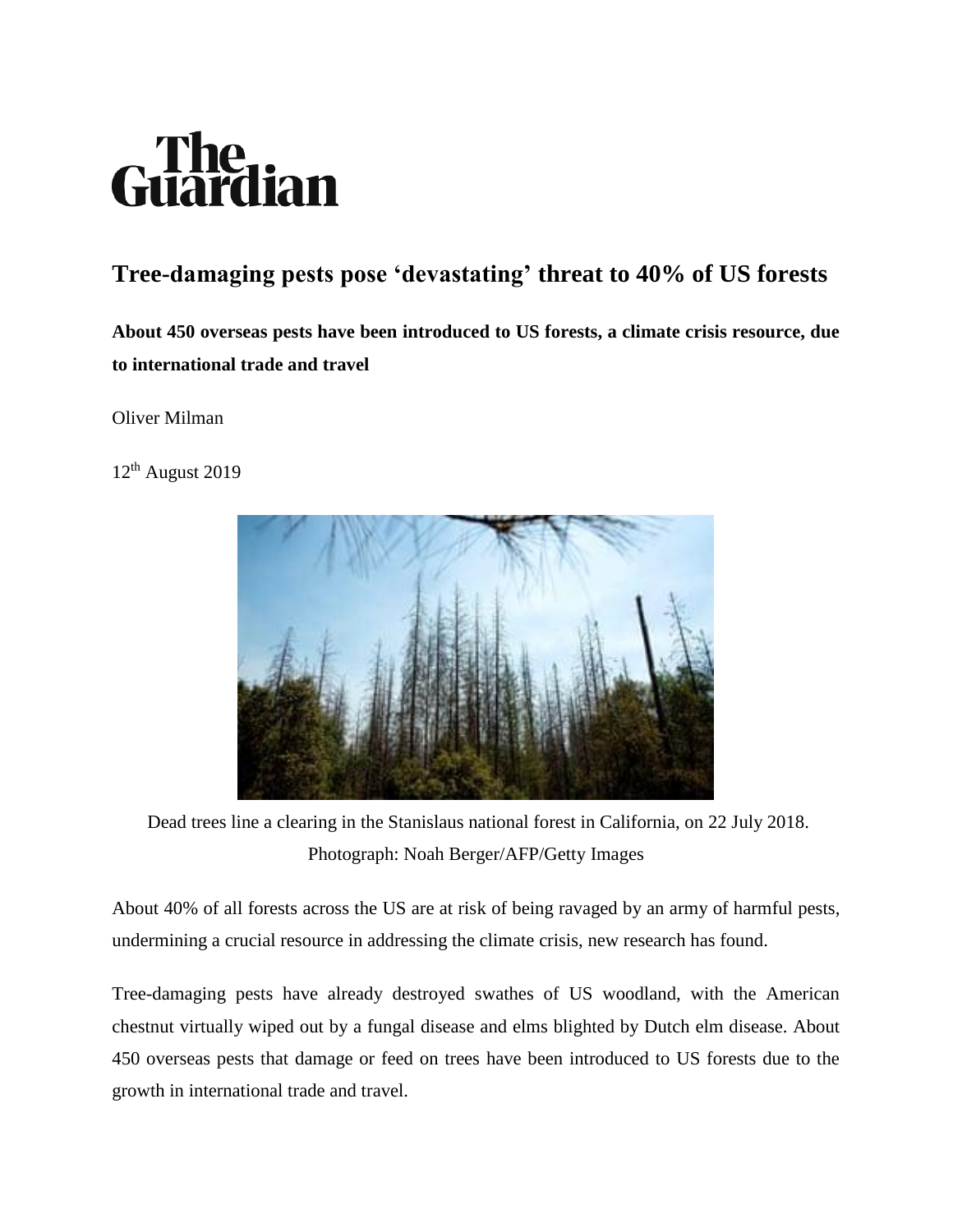# The Guardian

## Tree-damaging pests pose 'devastating' threat to 40% of US forests

**About 450 overseas pests have been introduced to US forests, a climate crisis resource, due to international trade and travel**

Oliver Milman

12th August 2019

Dead trees line a clearing in the Stanislaus national forest in California, on 22 July 2018. Photograph: Noah Berger/AFP/Getty Images

About 40% of all forests across the US are at risk of being ravaged by an army of harmful pests, undermining a crucial resource in addressing the climate crisis, new research has found.

Tree-damaging pests have already destroyed swathes of US woodland, with the American chestnut virtually wiped out by a fungal disease and elms blighted by Dutch elm disease. About 450 overseas pests that damage or feed on trees have been introduced to US forests due to the growth in international trade and travel.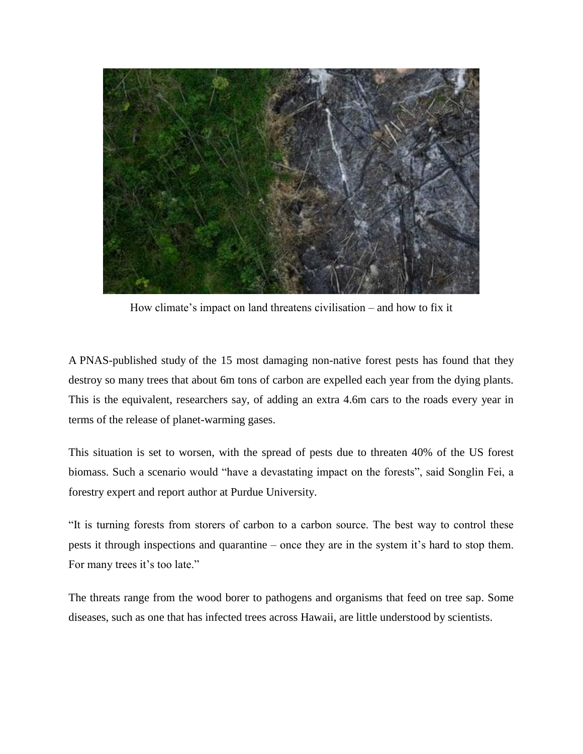How climate's impact on land threatens civilisation – and how to fix it

A PNAS-published study of the 15 most damaging non-native forest pests has found that they destroy so many trees that about 6m tons of carbon are expelled each year from the dying plants. This is the equivalent, researchers say, of adding an extra 4.6m cars to the roads every year in terms of the release of planet-warming gases.

This situation is set to worsen, with the spread of pests due to threaten 40% of the US forest biomass. Such a scenario would "have a devastating impact on the forests", said Songlin Fei, a forestry expert and report author at Purdue University.

"It is turning forests from storers of carbon to a carbon source. The best way to control these pests it through inspections and quarantine – once they are in the system it's hard to stop them. For many trees it's too late."

The threats range from the wood borer to pathogens and organisms that feed on tree sap. Some diseases, such as one that has infected trees across Hawaii, are little understood by scientists.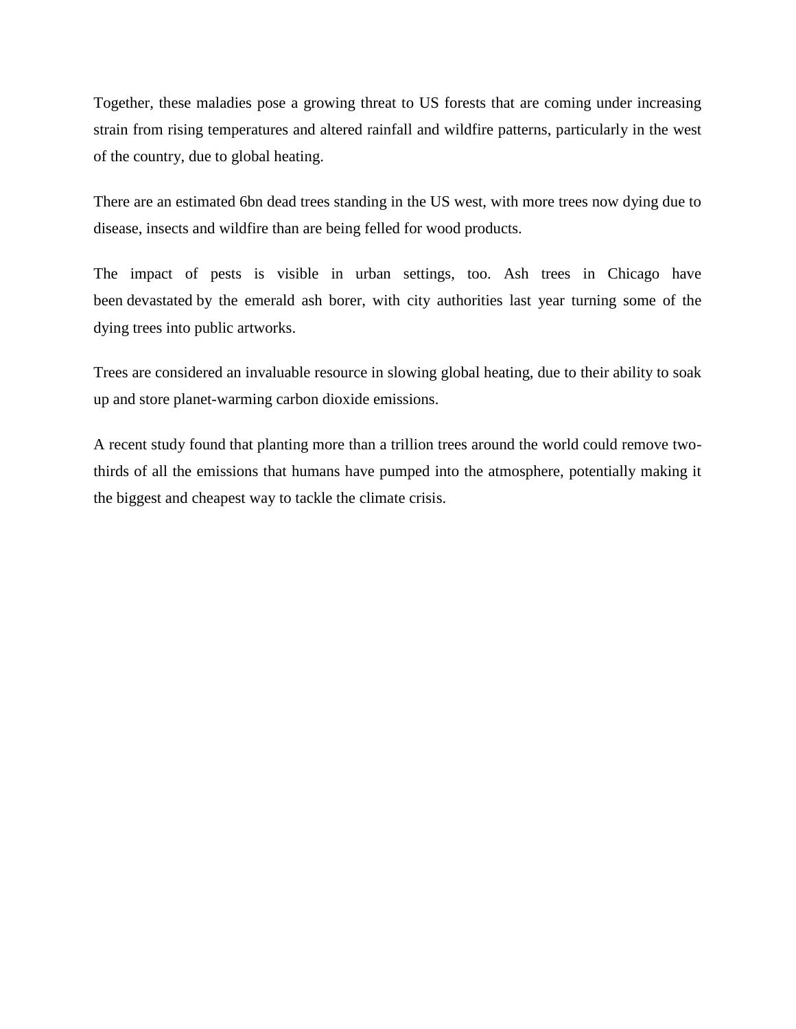Together, these maladies pose a growing threat to US forests that are coming under increasing strain from rising temperatures and altered rainfall and wildfire patterns, particularly in the west of the country, due to global heating.

There are an estimated 6bn dead trees standing in the US west, with more trees now dying due to disease, insects and wildfire than are being felled for wood products.

The impact of pests is visible in urban settings, too. Ash trees in Chicago have been devastated by the emerald ash borer, with city authorities last year turning some of the dying trees into public artworks.

Trees are considered an invaluable resource in slowing global heating, due to their ability to soak up and store planet-warming carbon dioxide emissions.

A recent study found that planting more than a trillion trees around the world could remove two-thirds of all the emissions that humans have pumped into the atmosphere, potentially making it the biggest and cheapest way to tackle the climate crisis.